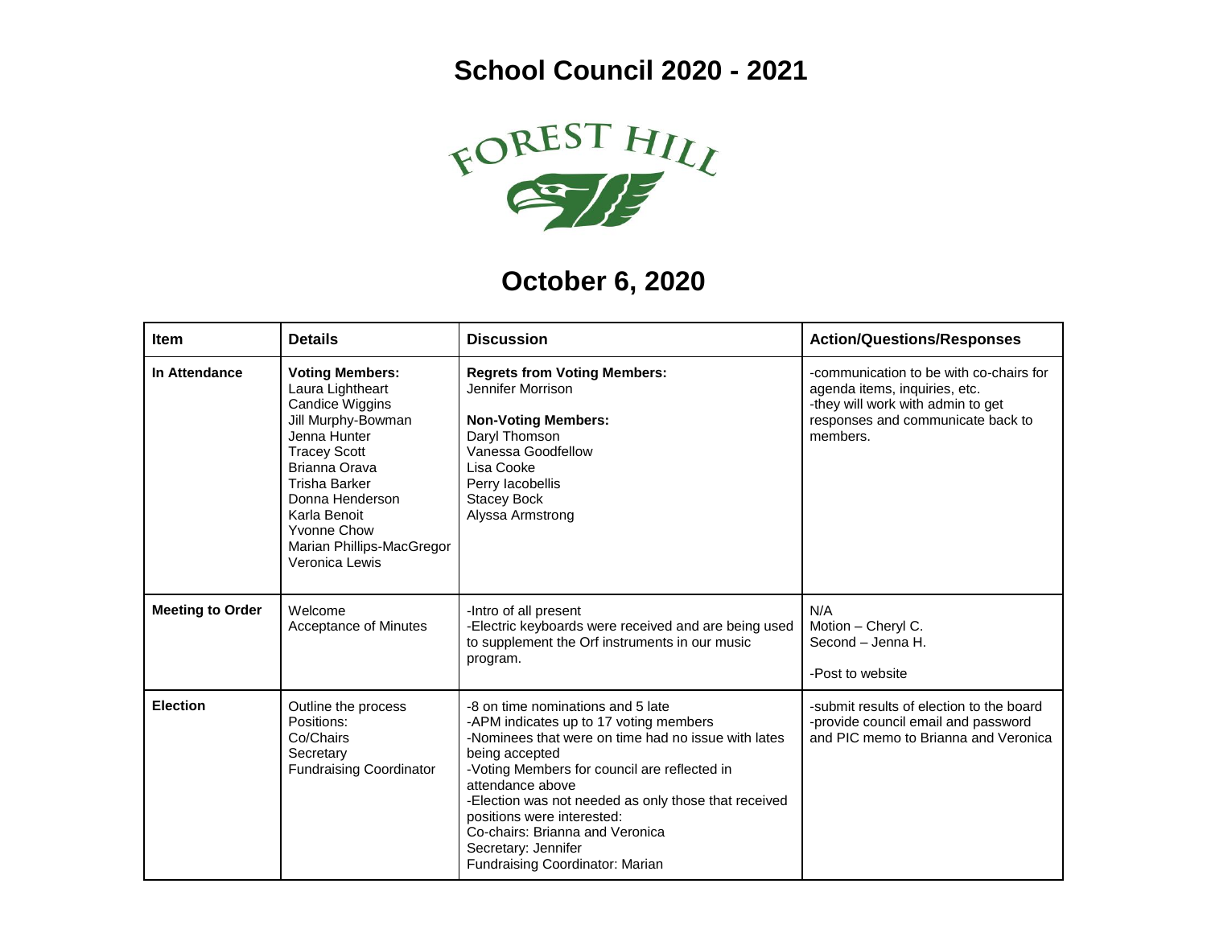# School Council 2020 - 2021

FOREST HILL

## October 6, 2020

| Item | Details | Discussion | Action/Questions/Responses |
|---|---|---|---|
| **In Attendance** | **Voting Members:**<br>Laura Lightheart<br>Candice Wiggins<br>Jill Murphy-Bowman<br>Jenna Hunter<br>Tracey Scott<br>Brianna Orava<br>Trisha Barker<br>Donna Henderson<br>Karla Benoit<br>Yvonne Chow<br>Marian Phillips-MacGregor<br>Veronica Lewis | **Regrets from Voting Members:**<br>Jennifer Morrison<br><br>**Non-Voting Members:**<br>Daryl Thomson<br>Vanessa Goodfellow<br>Lisa Cooke<br>Perry Iacobellis<br>Stacey Bock<br>Alyssa Armstrong | -communication to be with co-chairs for agenda items, inquiries, etc.<br>-they will work with admin to get responses and communicate back to members. |
| **Meeting to Order** | Welcome<br>Acceptance of Minutes | -Intro of all present<br>-Electric keyboards were received and are being used to supplement the Orf instruments in our music program. | N/A<br>Motion – Cheryl C.<br>Second – Jenna H.<br><br>-Post to website |
| **Election** | Outline the process<br>Positions:<br>Co/Chairs<br>Secretary<br>Fundraising Coordinator | -8 on time nominations and 5 late<br>-APM indicates up to 17 voting members<br>-Nominees that were on time had no issue with lates being accepted<br>-Voting Members for council are reflected in attendance above<br>-Election was not needed as only those that received positions were interested:<br>Co-chairs: Brianna and Veronica<br>Secretary: Jennifer<br>Fundraising Coordinator: Marian | -submit results of election to the board<br>-provide council email and password and PIC memo to Brianna and Veronica |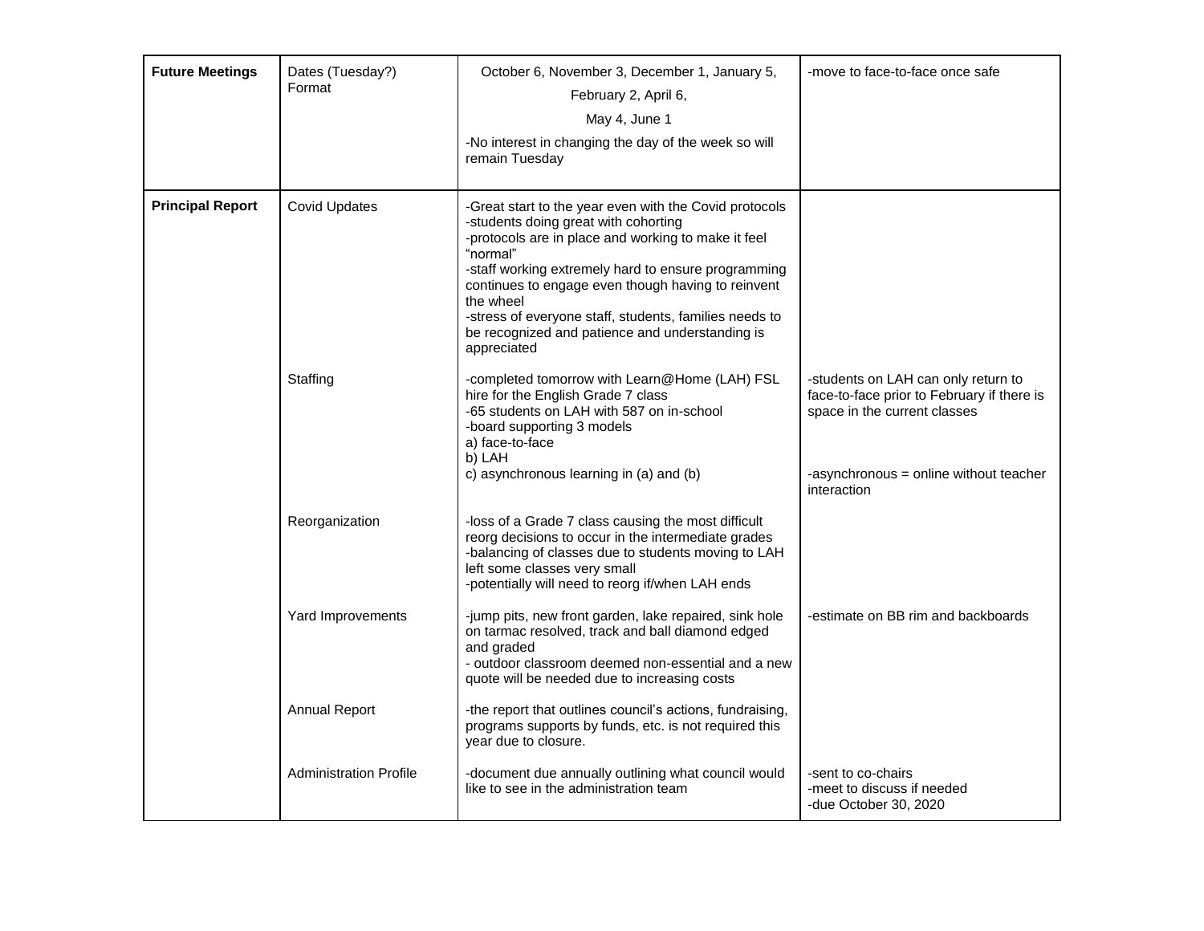| Future Meetings | Dates (Tuesday?)<br>Format | October 6, November 3, December 1, January 5,<br>February 2, April 6,<br>May 4, June 1<br>-No interest in changing the day of the week so will remain Tuesday | -move to face-to-face once safe |
|---|---|---|---|
| **Principal Report** | Covid Updates | -Great start to the year even with the Covid protocols<br>-students doing great with cohorting<br>-protocols are in place and working to make it feel "normal"<br>-staff working extremely hard to ensure programming continues to engage even though having to reinvent the wheel<br>-stress of everyone staff, students, families needs to be recognized and patience and understanding is appreciated | |
| | Staffing | -completed tomorrow with Learn@Home (LAH) FSL hire for the English Grade 7 class<br>-65 students on LAH with 587 on in-school<br>-board supporting 3 models<br>a) face-to-face<br>b) LAH<br>c) asynchronous learning in (a) and (b) | -students on LAH can only return to face-to-face prior to February if there is space in the current classes<br><br>-asynchronous = online without teacher interaction |
| | Reorganization | -loss of a Grade 7 class causing the most difficult reorg decisions to occur in the intermediate grades<br>-balancing of classes due to students moving to LAH left some classes very small<br>-potentially will need to reorg if/when LAH ends | |
| | Yard Improvements | -jump pits, new front garden, lake repaired, sink hole on tarmac resolved, track and ball diamond edged and graded<br>- outdoor classroom deemed non-essential and a new quote will be needed due to increasing costs | -estimate on BB rim and backboards |
| | Annual Report | -the report that outlines council's actions, fundraising, programs supports by funds, etc. is not required this year due to closure. | |
| | Administration Profile | -document due annually outlining what council would like to see in the administration team | -sent to co-chairs<br>-meet to discuss if needed<br>-due October 30, 2020 |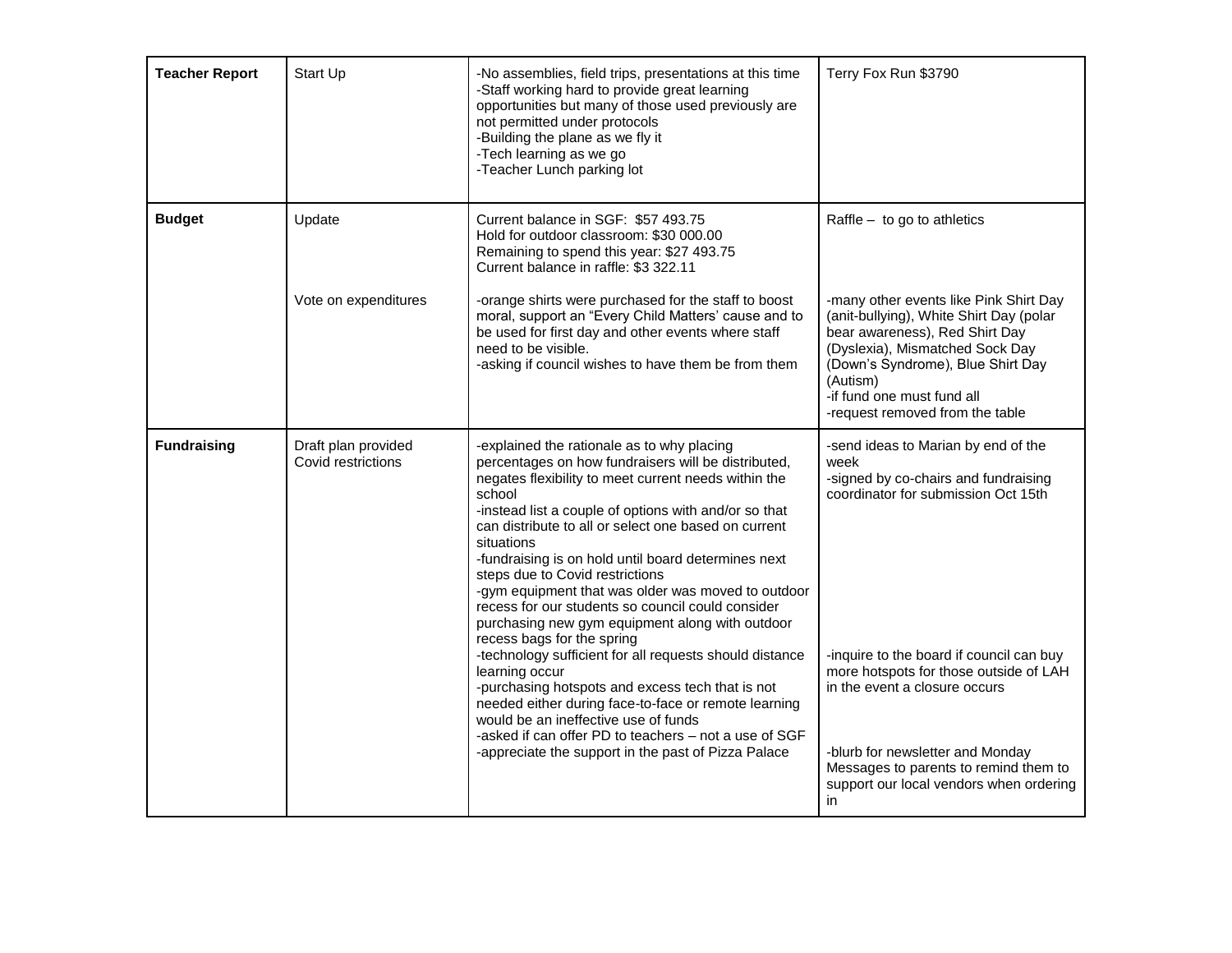| Teacher Report | Start Up | -No assemblies, field trips, presentations at this time<br>-Staff working hard to provide great learning opportunities but many of those used previously are not permitted under protocols<br>-Building the plane as we fly it<br>-Tech learning as we go<br>-Teacher Lunch parking lot | Terry Fox Run $3790 |
|---|---|---|---|
| **Budget** | Update | Current balance in SGF: $57 493.75<br>Hold for outdoor classroom: $30 000.00<br>Remaining to spend this year: $27 493.75<br>Current balance in raffle: $3 322.11 | Raffle – to go to athletics |
| | Vote on expenditures | -orange shirts were purchased for the staff to boost moral, support an “Every Child Matters’ cause and to be used for first day and other events where staff need to be visible.<br>-asking if council wishes to have them be from them | -many other events like Pink Shirt Day (anit-bullying), White Shirt Day (polar bear awareness), Red Shirt Day (Dyslexia), Mismatched Sock Day (Down’s Syndrome), Blue Shirt Day (Autism)<br>-if fund one must fund all<br>-request removed from the table |
| **Fundraising** | Draft plan provided<br>Covid restrictions | -explained the rationale as to why placing percentages on how fundraisers will be distributed, negates flexibility to meet current needs within the school<br>-instead list a couple of options with and/or so that can distribute to all or select one based on current situations<br>-fundraising is on hold until board determines next steps due to Covid restrictions<br>-gym equipment that was older was moved to outdoor recess for our students so council could consider purchasing new gym equipment along with outdoor recess bags for the spring<br>-technology sufficient for all requests should distance learning occur<br>-purchasing hotspots and excess tech that is not needed either during face-to-face or remote learning would be an ineffective use of funds<br>-asked if can offer PD to teachers – not a use of SGF<br>-appreciate the support in the past of Pizza Palace | -send ideas to Marian by end of the week<br>-signed by co-chairs and fundraising coordinator for submission Oct 15th<br><br>-inquire to the board if council can buy more hotspots for those outside of LAH in the event a closure occurs<br><br>-blurb for newsletter and Monday Messages to parents to remind them to support our local vendors when ordering in |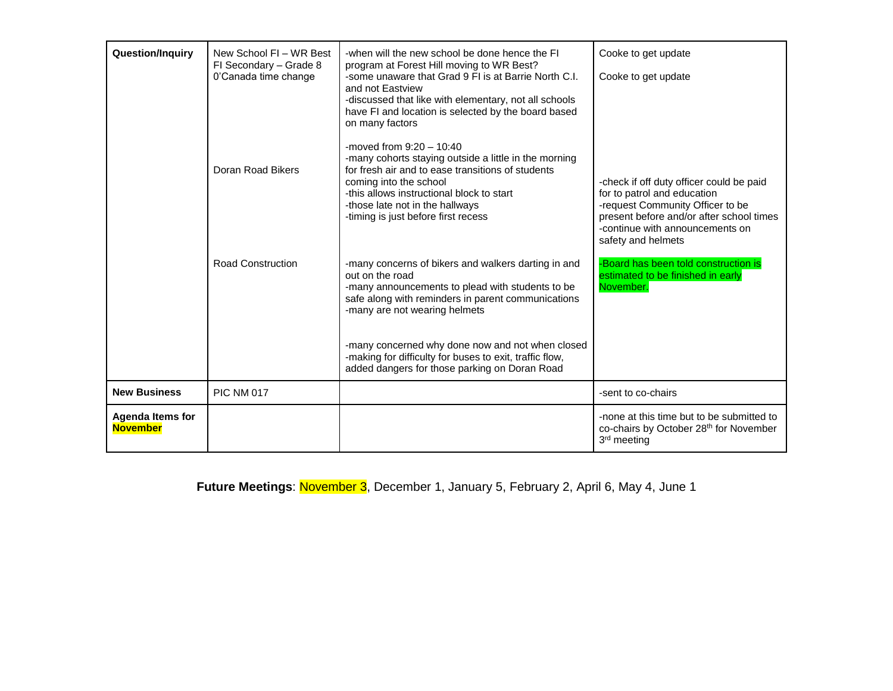| | | | |
|---|---|---|---|
| **Question/Inquiry** | New School FI – WR Best<br>FI Secondary – Grade 8<br>0'Canada time change | -when will the new school be done hence the FI program at Forest Hill moving to WR Best?<br>-some unaware that Grad 9 FI is at Barrie North C.I. and not Eastview<br>-discussed that like with elementary, not all schools have FI and location is selected by the board based on many factors<br><br>-moved from 9:20 – 10:40<br>-many cohorts staying outside a little in the morning for fresh air and to ease transitions of students coming into the school<br>-this allows instructional block to start<br>-those late not in the hallways<br>-timing is just before first recess | Cooke to get update<br><br>Cooke to get update |
| | Doran Road Bikers | | -check if off duty officer could be paid for to patrol and education<br>-request Community Officer to be present before and/or after school times<br>-continue with announcements on safety and helmets |
| | Road Construction | -many concerns of bikers and walkers darting in and out on the road<br>-many announcements to plead with students to be safe along with reminders in parent communications<br>-many are not wearing helmets<br><br>-many concerned why done now and not when closed<br>-making for difficulty for buses to exit, traffic flow, added dangers for those parking on Doran Road | -Board has been told construction is estimated to be finished in early November. |
| **New Business** | PIC NM 017 | | -sent to co-chairs |
| **Agenda Items for November** | | | -none at this time but to be submitted to co-chairs by October 28th for November 3rd meeting |

**Future Meetings**: November 3, December 1, January 5, February 2, April 6, May 4, June 1